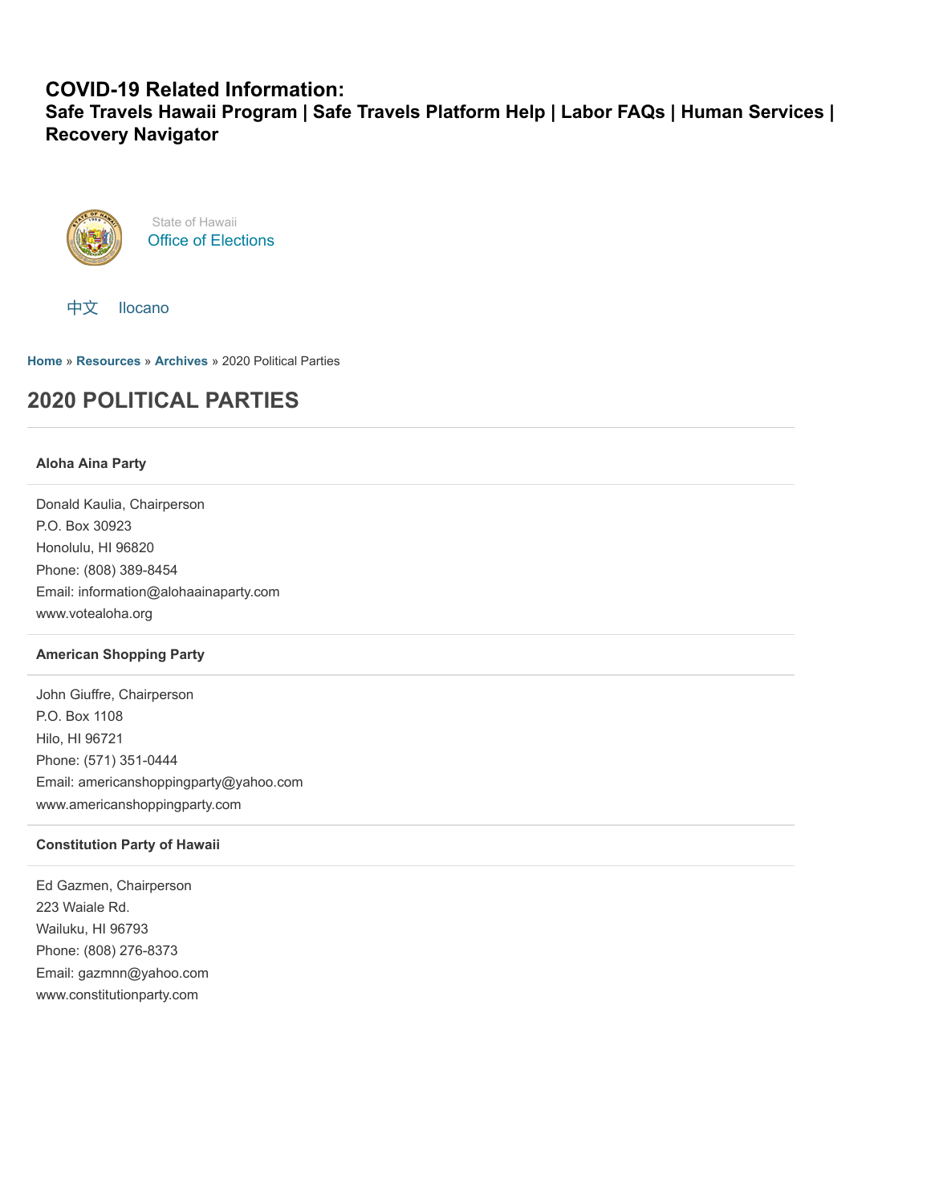**COVID-19 Related Information:**
**Safe Travels Hawaii Program | Safe Travels Platform Help | Labor FAQs | Human Services | Recovery Navigator**

State of Hawaii
Office of Elections

中文 Ilocano

**Home** » **Resources** » **Archives** » 2020 Political Parties

# 2020 POLITICAL PARTIES

### Aloha Aina Party

Donald Kaulia, Chairperson
P.O. Box 30923
Honolulu, HI 96820
Phone: (808) 389-8454
Email: information@alohaainaparty.com
www.votealoha.org

### American Shopping Party

John Giuffre, Chairperson
P.O. Box 1108
Hilo, HI 96721
Phone: (571) 351-0444
Email: americanshoppingparty@yahoo.com
www.americanshoppingparty.com

### Constitution Party of Hawaii

Ed Gazmen, Chairperson
223 Waiale Rd.
Wailuku, HI 96793
Phone: (808) 276-8373
Email: gazmnn@yahoo.com
www.constitutionparty.com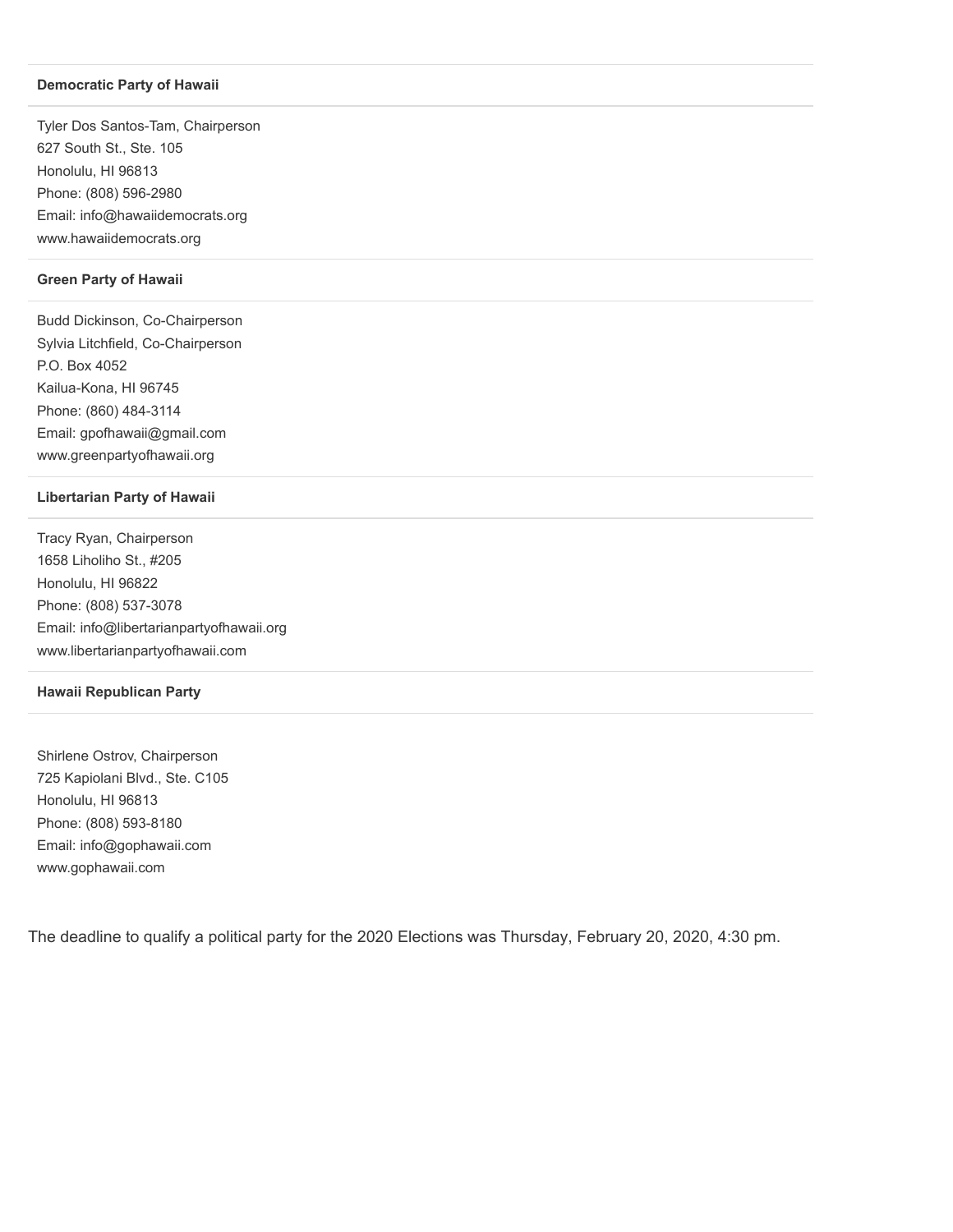**Democratic Party of Hawaii**

Tyler Dos Santos-Tam, Chairperson
627 South St., Ste. 105
Honolulu, HI 96813
Phone: (808) 596-2980
Email: info@hawaiidemocrats.org
www.hawaiidemocrats.org

**Green Party of Hawaii**

Budd Dickinson, Co-Chairperson
Sylvia Litchfield, Co-Chairperson
P.O. Box 4052
Kailua-Kona, HI 96745
Phone: (860) 484-3114
Email: gpofhawaii@gmail.com
www.greenpartyofhawaii.org

**Libertarian Party of Hawaii**

Tracy Ryan, Chairperson
1658 Liholiho St., #205
Honolulu, HI 96822
Phone: (808) 537-3078
Email: info@libertarianpartyofhawaii.org
www.libertarianpartyofhawaii.com

**Hawaii Republican Party**

Shirlene Ostrov, Chairperson
725 Kapiolani Blvd., Ste. C105
Honolulu, HI 96813
Phone: (808) 593-8180
Email: info@gophawaii.com
www.gophawaii.com

The deadline to qualify a political party for the 2020 Elections was Thursday, February 20, 2020, 4:30 pm.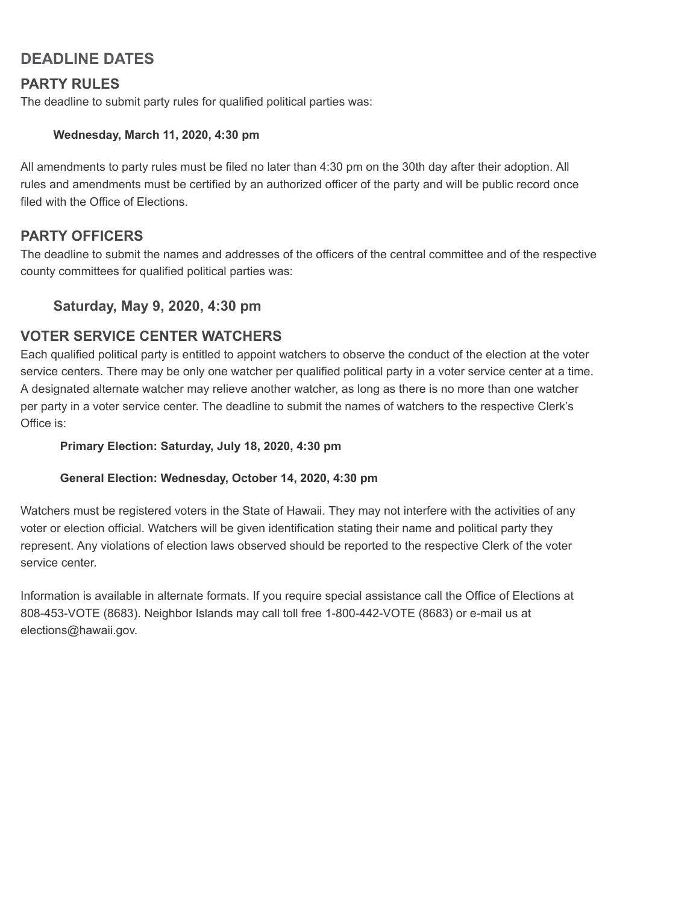## DEADLINE DATES

### PARTY RULES

The deadline to submit party rules for qualified political parties was:

**Wednesday, March 11, 2020, 4:30 pm**

All amendments to party rules must be filed no later than 4:30 pm on the 30th day after their adoption. All rules and amendments must be certified by an authorized officer of the party and will be public record once filed with the Office of Elections.

### PARTY OFFICERS

The deadline to submit the names and addresses of the officers of the central committee and of the respective county committees for qualified political parties was:

**Saturday, May 9, 2020, 4:30 pm**

### VOTER SERVICE CENTER WATCHERS

Each qualified political party is entitled to appoint watchers to observe the conduct of the election at the voter service centers. There may be only one watcher per qualified political party in a voter service center at a time. A designated alternate watcher may relieve another watcher, as long as there is no more than one watcher per party in a voter service center. The deadline to submit the names of watchers to the respective Clerk's Office is:

**Primary Election: Saturday, July 18, 2020, 4:30 pm**

**General Election: Wednesday, October 14, 2020, 4:30 pm**

Watchers must be registered voters in the State of Hawaii. They may not interfere with the activities of any voter or election official. Watchers will be given identification stating their name and political party they represent. Any violations of election laws observed should be reported to the respective Clerk of the voter service center.

Information is available in alternate formats. If you require special assistance call the Office of Elections at 808-453-VOTE (8683). Neighbor Islands may call toll free 1-800-442-VOTE (8683) or e-mail us at elections@hawaii.gov.